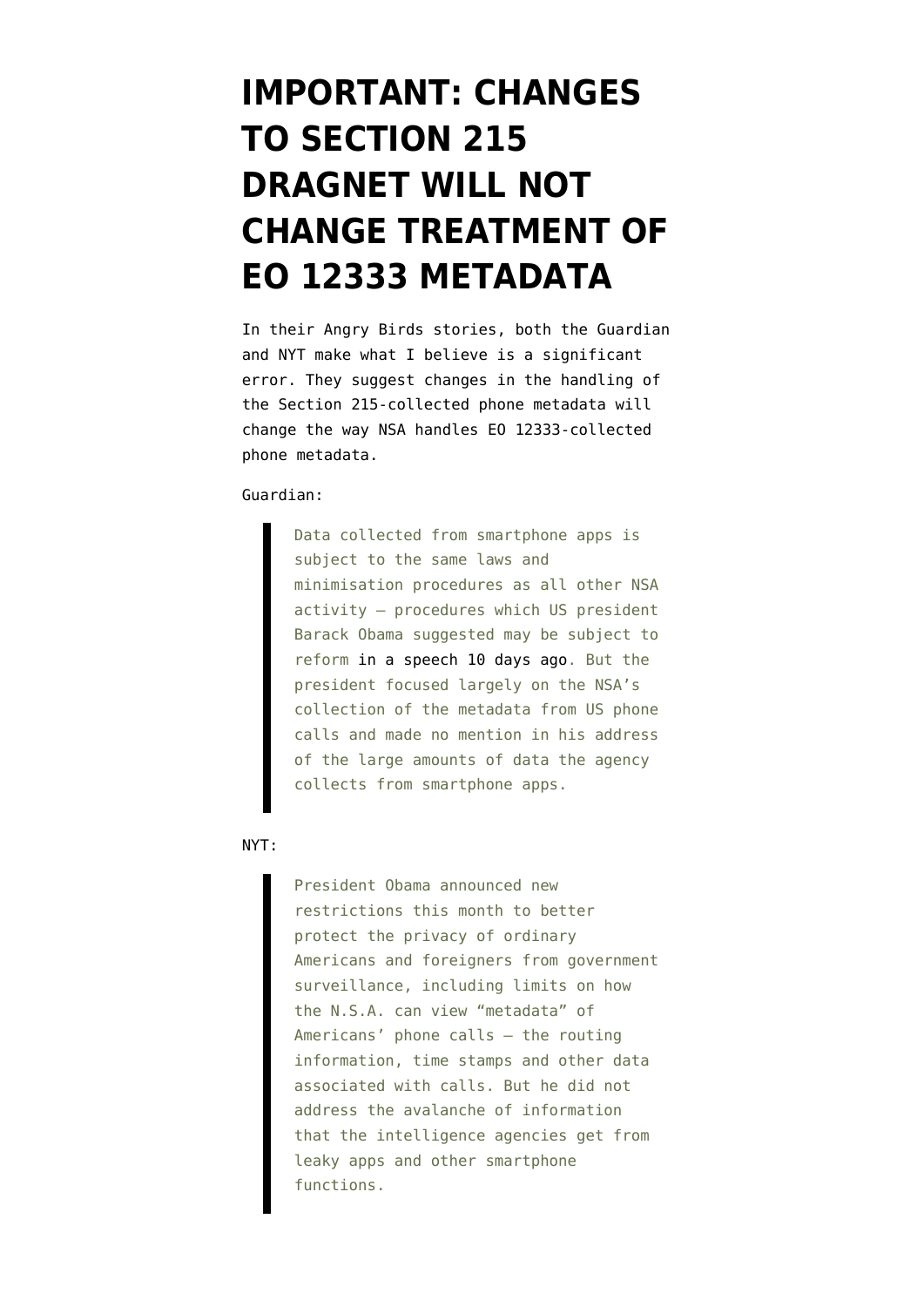# IMPORTANT: CHANGES TO SECTION 215 DRAGNET WILL NOT CHANGE TREATMENT OF EO 12333 METADATA

In their Angry Birds stories, both the Guardian and NYT make what I believe is a significant error. They suggest changes in the handling of the Section 215-collected phone metadata will change the way NSA handles EO 12333-collected phone metadata.

Guardian:

> Data collected from smartphone apps is subject to the same laws and minimisation procedures as all other NSA activity – procedures which US president Barack Obama suggested may be subject to reform in a speech 10 days ago. But the president focused largely on the NSA's collection of the metadata from US phone calls and made no mention in his address of the large amounts of data the agency collects from smartphone apps.

NYT:

> President Obama announced new restrictions this month to better protect the privacy of ordinary Americans and foreigners from government surveillance, including limits on how the N.S.A. can view "metadata" of Americans' phone calls — the routing information, time stamps and other data associated with calls. But he did not address the avalanche of information that the intelligence agencies get from leaky apps and other smartphone functions.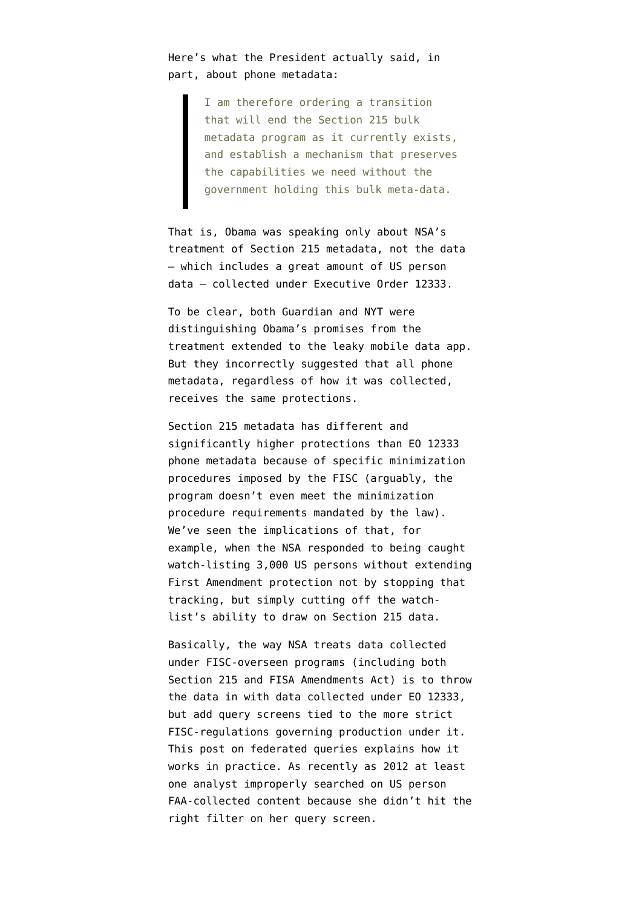Here's what the President actually said, in part, about phone metadata:

> I am therefore ordering a transition that will end the Section 215 bulk metadata program as it currently exists, and establish a mechanism that preserves the capabilities we need without the government holding this bulk meta-data.

That is, Obama was speaking only about NSA's treatment of Section 215 metadata, not the data — which includes a great amount of US person data — collected under Executive Order 12333.

To be clear, both Guardian and NYT were distinguishing Obama's promises from the treatment extended to the leaky mobile data app. But they incorrectly suggested that all phone metadata, regardless of how it was collected, receives the same protections.

Section 215 metadata has different and significantly higher protections than EO 12333 phone metadata because of specific minimization procedures imposed by the FISC (arguably, the program doesn't even meet the minimization procedure requirements mandated by the law). We've seen the implications of that, for example, when the NSA responded to being caught watch-listing 3,000 US persons without extending First Amendment protection not by stopping that tracking, but simply cutting off the watch-list's ability to draw on Section 215 data.

Basically, the way NSA treats data collected under FISC-overseen programs (including both Section 215 and FISA Amendments Act) is to throw the data in with data collected under EO 12333, but add query screens tied to the more strict FISC-regulations governing production under it. This post on federated queries explains how it works in practice. As recently as 2012 at least one analyst improperly searched on US person FAA-collected content because she didn't hit the right filter on her query screen.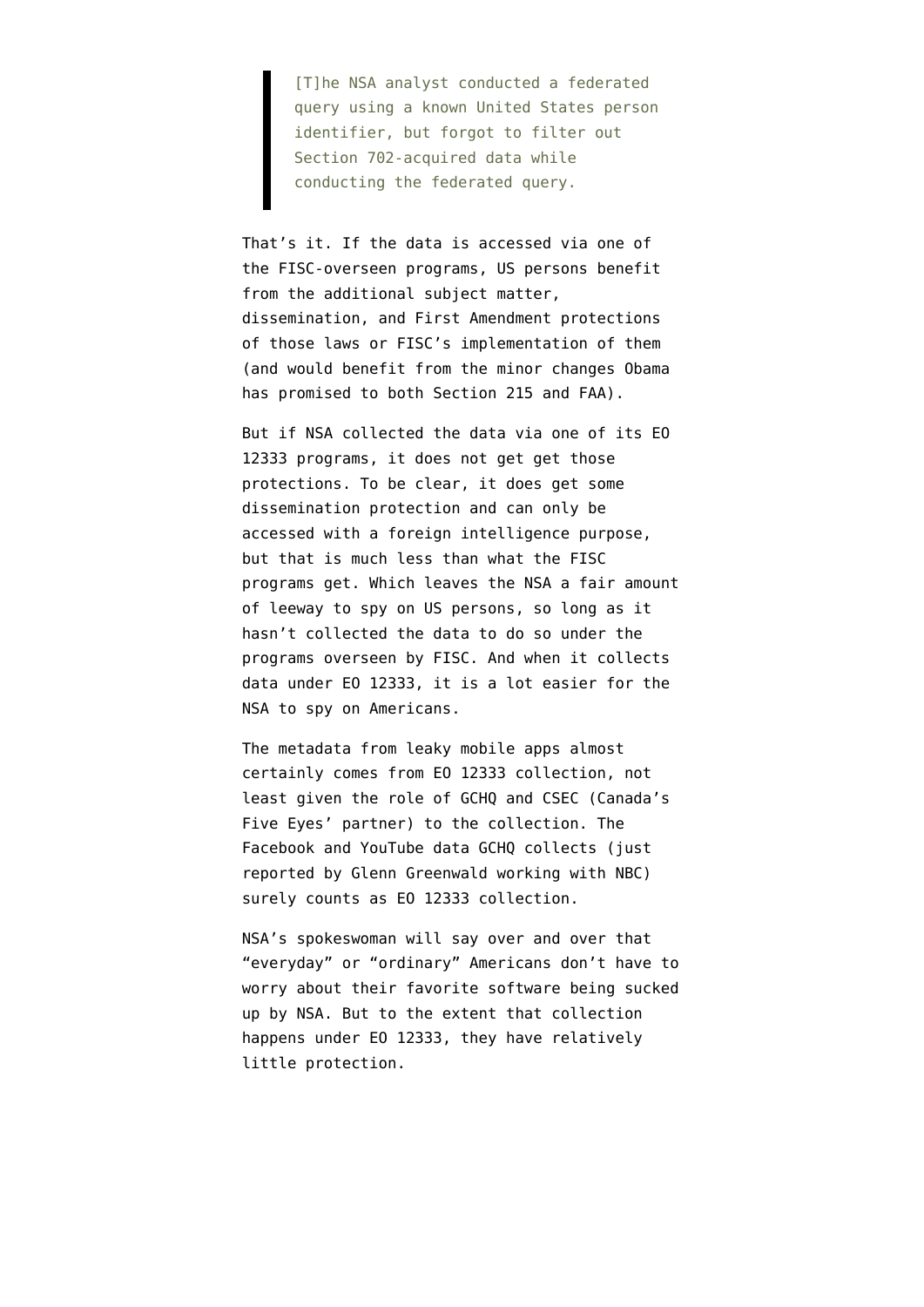> [T]he NSA analyst conducted a federated query using a known United States person identifier, but forgot to filter out Section 702-acquired data while conducting the federated query.

That's it. If the data is accessed via one of the FISC-overseen programs, US persons benefit from the additional subject matter, dissemination, and First Amendment protections of those laws or FISC's implementation of them (and would benefit from the minor changes Obama has promised to both Section 215 and FAA).

But if NSA collected the data via one of its EO 12333 programs, it does not get get those protections. To be clear, it does get some dissemination protection and can only be accessed with a foreign intelligence purpose, but that is much less than what the FISC programs get. Which leaves the NSA a fair amount of leeway to spy on US persons, so long as it hasn't collected the data to do so under the programs overseen by FISC. And when it collects data under EO 12333, it is a lot easier for the NSA to spy on Americans.

The metadata from leaky mobile apps almost certainly comes from EO 12333 collection, not least given the role of GCHQ and CSEC (Canada's Five Eyes' partner) to the collection. The Facebook and YouTube data GCHQ collects (just reported by Glenn Greenwald working with NBC) surely counts as EO 12333 collection.

NSA's spokeswoman will say over and over that "everyday" or "ordinary" Americans don't have to worry about their favorite software being sucked up by NSA. But to the extent that collection happens under EO 12333, they have relatively little protection.